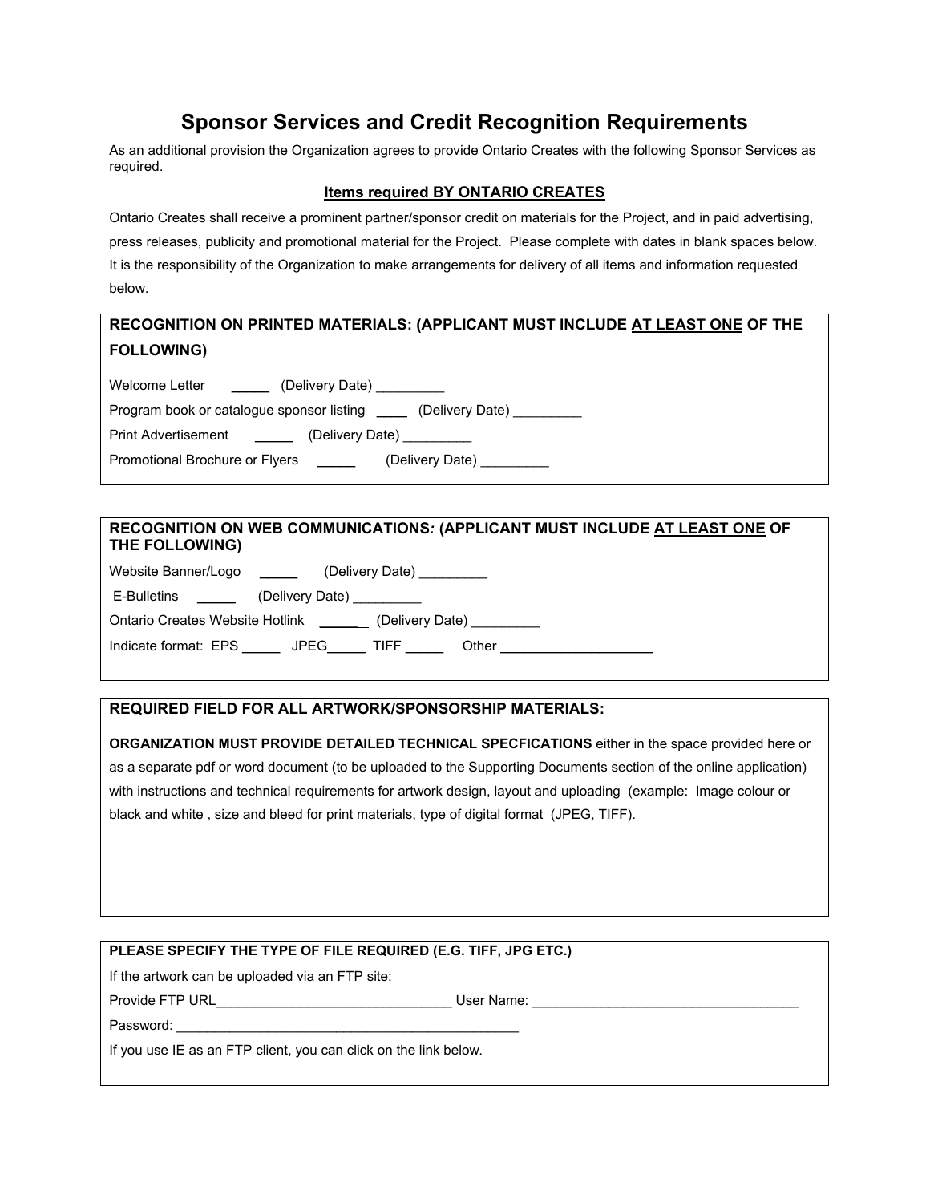# Sponsor Services and Credit Recognition Requirements

As an additional provision the Organization agrees to provide Ontario Creates with the following Sponsor Services as required.

**Items required BY ONTARIO CREATES**

Ontario Creates shall receive a prominent partner/sponsor credit on materials for the Project, and in paid advertising, press releases, publicity and promotional material for the Project. Please complete with dates in blank spaces below. It is the responsibility of the Organization to make arrangements for delivery of all items and information requested below.

**RECOGNITION ON PRINTED MATERIALS: (APPLICANT MUST INCLUDE AT LEAST ONE OF THE FOLLOWING)**

Welcome Letter _____ (Delivery Date) _________

Program book or catalogue sponsor listing ____ (Delivery Date) _________

Print Advertisement _____ (Delivery Date) _________

Promotional Brochure or Flyers _____ (Delivery Date) _________

**RECOGNITION ON WEB COMMUNICATIONS*:* (APPLICANT MUST INCLUDE AT LEAST ONE OF THE FOLLOWING)**

Website Banner/Logo _____ (Delivery Date) _________

E-Bulletins _____ (Delivery Date) _________

Ontario Creates Website Hotlink ______ (Delivery Date) _________

Indicate format: EPS _____ JPEG_____ TIFF _____ Other ____________________

**REQUIRED FIELD FOR ALL ARTWORK/SPONSORSHIP MATERIALS:**

**ORGANIZATION MUST PROVIDE DETAILED TECHNICAL SPECFICATIONS** either in the space provided here or as a separate pdf or word document (to be uploaded to the Supporting Documents section of the online application) with instructions and technical requirements for artwork design, layout and uploading (example: Image colour or black and white , size and bleed for print materials, type of digital format (JPEG, TIFF).

**PLEASE SPECIFY THE TYPE OF FILE REQUIRED (E.G. TIFF, JPG ETC.)**

If the artwork can be uploaded via an FTP site:

Provide FTP URL_______________________________ User Name: ___________________________________

Password: _____________________________________________

If you use IE as an FTP client, you can click on the link below.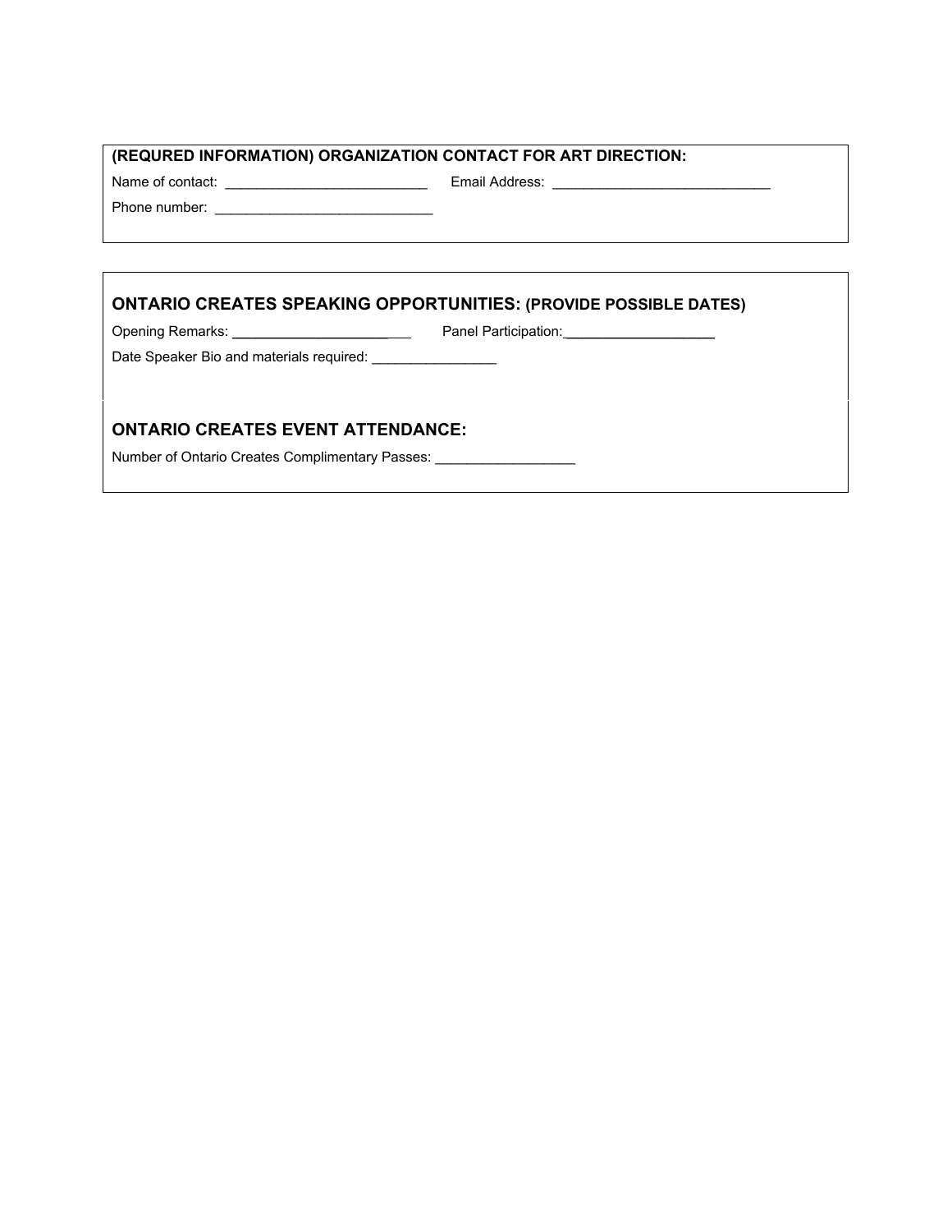**(REQURED INFORMATION) ORGANIZATION CONTACT FOR ART DIRECTION:**

Name of contact: ___________________________ Email Address: _____________________________

Phone number: _____________________________

## ONTARIO CREATES SPEAKING OPPORTUNITIES: (PROVIDE POSSIBLE DATES)

Opening Remarks: ________________________ Panel Participation: ____________________

Date Speaker Bio and materials required: ________________

## ONTARIO CREATES EVENT ATTENDANCE:

Number of Ontario Creates Complimentary Passes: __________________